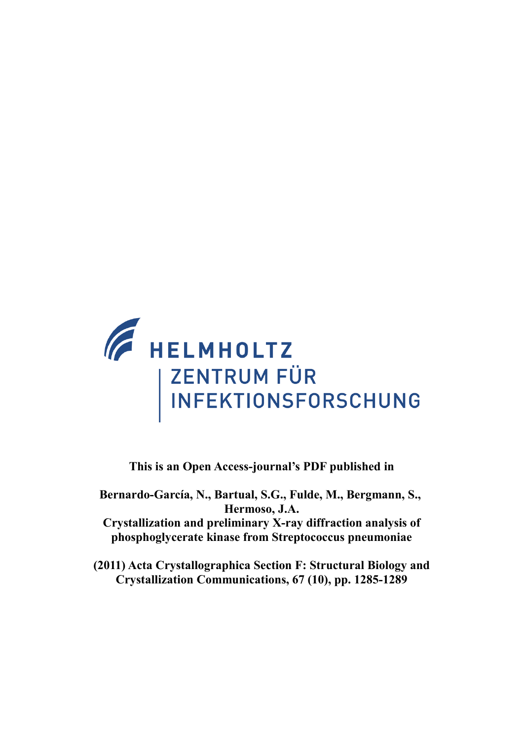HELMHOLTZ
ZENTRUM FÜR
INFEKTIONSFORSCHUNG

**This is an Open Access-journal's PDF published in**

**Bernardo-García, N., Bartual, S.G., Fulde, M., Bergmann, S., Hermoso, J.A.**
**Crystallization and preliminary X-ray diffraction analysis of phosphoglycerate kinase from Streptococcus pneumoniae**

**(2011) Acta Crystallographica Section F: Structural Biology and Crystallization Communications, 67 (10), pp. 1285-1289**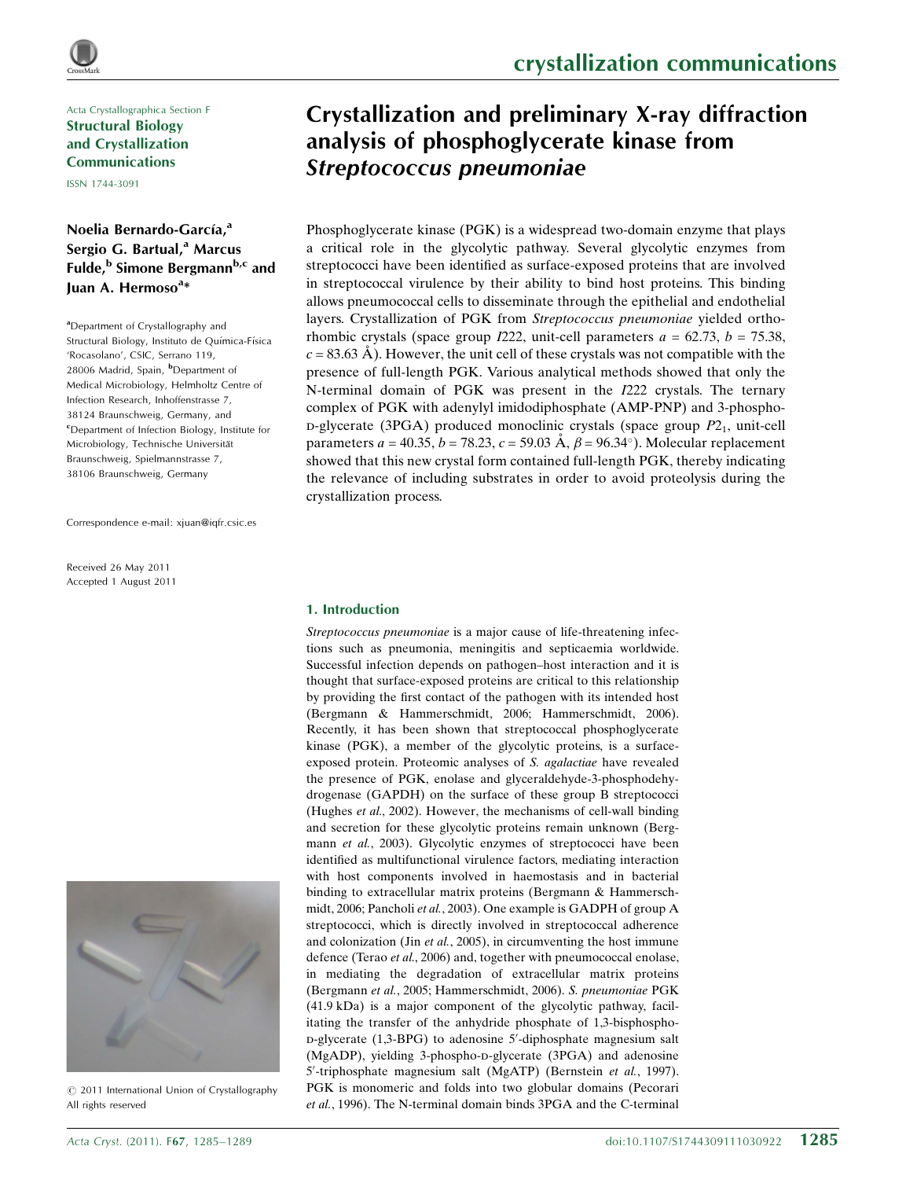Acta Crystallographica Section F
**Structural Biology and Crystallization Communications**

ISSN 1744-3091

# Crystallization and preliminary X-ray diffraction analysis of phosphoglycerate kinase from *Streptococcus pneumoniae*

**Noelia Bernardo-García,[a] Sergio G. Bartual,[a] Marcus Fulde,[b] Simone Bergmann[b,c] and Juan A. Hermoso[a]***

[a]Department of Crystallography and Structural Biology, Instituto de Química-Física 'Rocasolano', CSIC, Serrano 119, 28006 Madrid, Spain, [b]Department of Medical Microbiology, Helmholtz Centre of Infection Research, Inhoffenstrasse 7, 38124 Braunschweig, Germany, and [c]Department of Infection Biology, Institute for Microbiology, Technische Universität Braunschweig, Spielmannstrasse 7, 38106 Braunschweig, Germany

Correspondence e-mail: xjuan@iqfr.csic.es

Received 26 May 2011
Accepted 1 August 2011

Phosphoglycerate kinase (PGK) is a widespread two-domain enzyme that plays a critical role in the glycolytic pathway. Several glycolytic enzymes from streptococci have been identified as surface-exposed proteins that are involved in streptococcal virulence by their ability to bind host proteins. This binding allows pneumococcal cells to disseminate through the epithelial and endothelial layers. Crystallization of PGK from *Streptococcus pneumoniae* yielded orthorhombic crystals (space group $I222$, unit-cell parameters $a = 62.73$, $b = 75.38$, $c = 83.63$ Å). However, the unit cell of these crystals was not compatible with the presence of full-length PGK. Various analytical methods showed that only the N-terminal domain of PGK was present in the $I222$ crystals. The ternary complex of PGK with adenylyl imidodiphosphate (AMP-PNP) and 3-phospho-D-glycerate (3PGA) produced monoclinic crystals (space group $P2_1$, unit-cell parameters $a = 40.35$, $b = 78.23$, $c = 59.03$ Å, $\beta = 96.34°$). Molecular replacement showed that this new crystal form contained full-length PGK, thereby indicating the relevance of including substrates in order to avoid proteolysis during the crystallization process.

## 1. Introduction

*Streptococcus pneumoniae* is a major cause of life-threatening infections such as pneumonia, meningitis and septicaemia worldwide. Successful infection depends on pathogen–host interaction and it is thought that surface-exposed proteins are critical to this relationship by providing the first contact of the pathogen with its intended host (Bergmann & Hammerschmidt, 2006; Hammerschmidt, 2006). Recently, it has been shown that streptococcal phosphoglycerate kinase (PGK), a member of the glycolytic proteins, is a surface-exposed protein. Proteomic analyses of *S. agalactiae* have revealed the presence of PGK, enolase and glyceraldehyde-3-phosphodehydrogenase (GAPDH) on the surface of these group B streptococci (Hughes *et al.*, 2002). However, the mechanisms of cell-wall binding and secretion for these glycolytic proteins remain unknown (Bergmann *et al.*, 2003). Glycolytic enzymes of streptococci have been identified as multifunctional virulence factors, mediating interaction with host components involved in haemostasis and in bacterial binding to extracellular matrix proteins (Bergmann & Hammerschmidt, 2006; Pancholi *et al.*, 2003). One example is GADPH of group A streptococci, which is directly involved in streptococcal adherence and colonization (Jin *et al.*, 2005), in circumventing the host immune defence (Terao *et al.*, 2006) and, together with pneumococcal enolase, in mediating the degradation of extracellular matrix proteins (Bergmann *et al.*, 2005; Hammerschmidt, 2006). *S. pneumoniae* PGK (41.9 kDa) is a major component of the glycolytic pathway, facilitating the transfer of the anhydride phosphate of 1,3-bisphospho-D-glycerate (1,3-BPG) to adenosine 5′-diphosphate magnesium salt (MgADP), yielding 3-phospho-D-glycerate (3PGA) and adenosine 5′-triphosphate magnesium salt (MgATP) (Bernstein *et al.*, 1997). PGK is monomeric and folds into two globular domains (Pecorari *et al.*, 1996). The N-terminal domain binds 3PGA and the C-terminal

© 2011 International Union of Crystallography
All rights reserved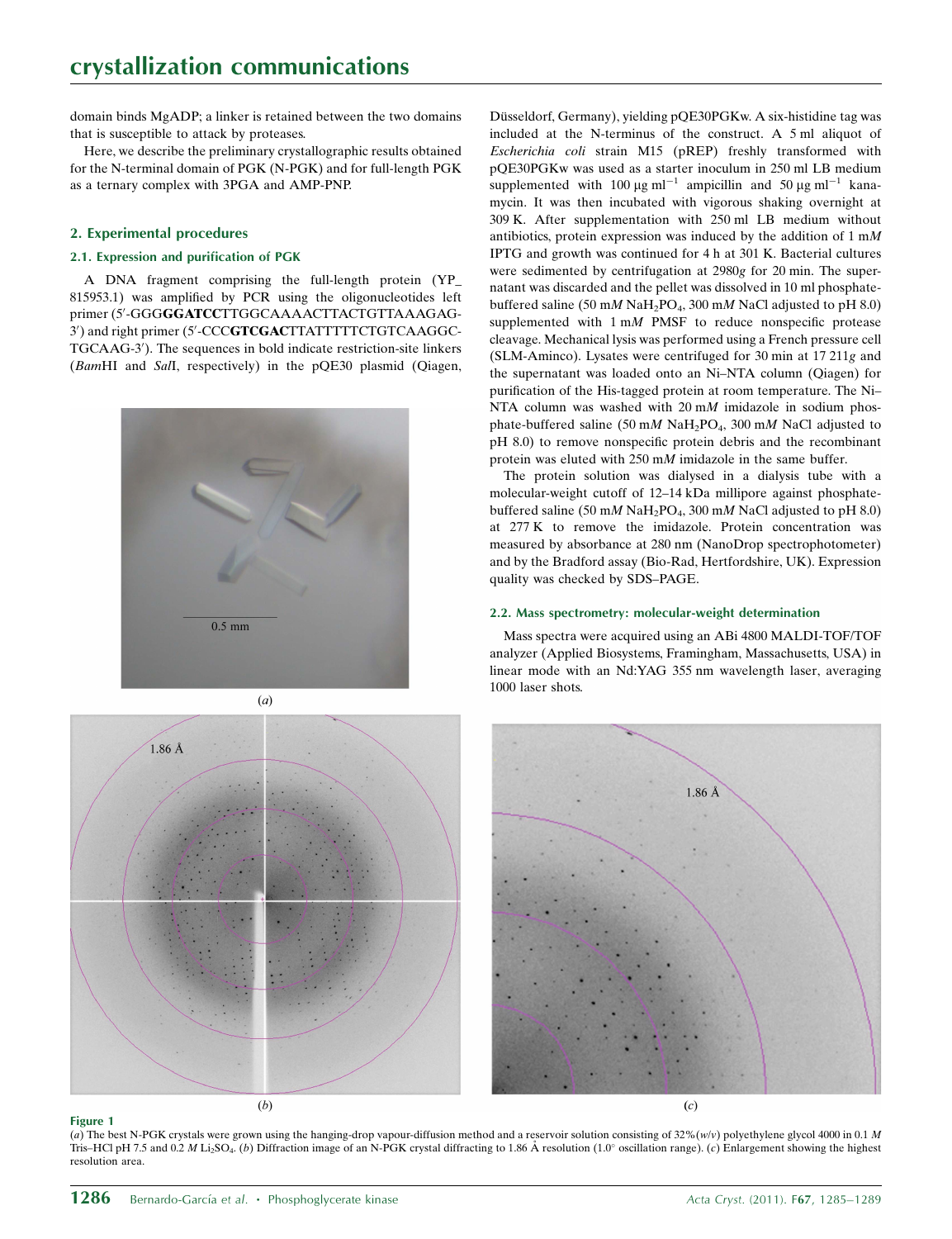domain binds MgADP; a linker is retained between the two domains that is susceptible to attack by proteases.

Here, we describe the preliminary crystallographic results obtained for the N-terminal domain of PGK (N-PGK) and for full-length PGK as a ternary complex with 3PGA and AMP-PNP.

## 2. Experimental procedures

### 2.1. Expression and purification of PGK

A DNA fragment comprising the full-length protein (YP_815953.1) was amplified by PCR using the oligonucleotides left primer (5′-GGG**GGATCC**TTGGCAAAACTTACTGTTAAAGAG-3′) and right primer (5′-CCC**GTCGAC**TTATTTTTCTGTCAAGGCTGCAAG-3′). The sequences in bold indicate restriction-site linkers (*Bam*HI and *Sal*I, respectively) in the pQE30 plasmid (Qiagen, Düsseldorf, Germany), yielding pQE30PGKw. A six-histidine tag was included at the N-terminus of the construct. A 5 ml aliquot of *Escherichia coli* strain M15 (pREP) freshly transformed with pQE30PGKw was used as a starter inoculum in 250 ml LB medium supplemented with 100 µg ml$^{-1}$ ampicillin and 50 µg ml$^{-1}$ kanamycin. It was then incubated with vigorous shaking overnight at 309 K. After supplementation with 250 ml LB medium without antibiotics, protein expression was induced by the addition of 1 m*M* IPTG and growth was continued for 4 h at 301 K. Bacterial cultures were sedimented by centrifugation at 2980*g* for 20 min. The supernatant was discarded and the pellet was dissolved in 10 ml phosphate-buffered saline (50 m*M* $NaH_2PO_4$, 300 m*M* NaCl adjusted to pH 8.0) supplemented with 1 m*M* PMSF to reduce nonspecific protease cleavage. Mechanical lysis was performed using a French pressure cell (SLM-Aminco). Lysates were centrifuged for 30 min at 17 211*g* and the supernatant was loaded onto an Ni–NTA column (Qiagen) for purification of the His-tagged protein at room temperature. The Ni–NTA column was washed with 20 m*M* imidazole in sodium phosphate-buffered saline (50 m*M* $NaH_2PO_4$, 300 m*M* NaCl adjusted to pH 8.0) to remove nonspecific protein debris and the recombinant protein was eluted with 250 m*M* imidazole in the same buffer.

The protein solution was dialysed in a dialysis tube with a molecular-weight cutoff of 12–14 kDa millipore against phosphate-buffered saline (50 m*M* $NaH_2PO_4$, 300 m*M* NaCl adjusted to pH 8.0) at 277 K to remove the imidazole. Protein concentration was measured by absorbance at 280 nm (NanoDrop spectrophotometer) and by the Bradford assay (Bio-Rad, Hertfordshire, UK). Expression quality was checked by SDS–PAGE.

### 2.2. Mass spectrometry: molecular-weight determination

Mass spectra were acquired using an ABi 4800 MALDI-TOF/TOF analyzer (Applied Biosystems, Framingham, Massachusetts, USA) in linear mode with an Nd:YAG 355 nm wavelength laser, averaging 1000 laser shots.

**Figure 1**
(*a*) The best N-PGK crystals were grown using the hanging-drop vapour-diffusion method and a reservoir solution consisting of 32%(*w*/*v*) polyethylene glycol 4000 in 0.1 *M* Tris–HCl pH 7.5 and 0.2 *M* $Li_2SO_4$. (*b*) Diffraction image of an N-PGK crystal diffracting to 1.86 Å resolution (1.0° oscillation range). (*c*) Enlargement showing the highest resolution area.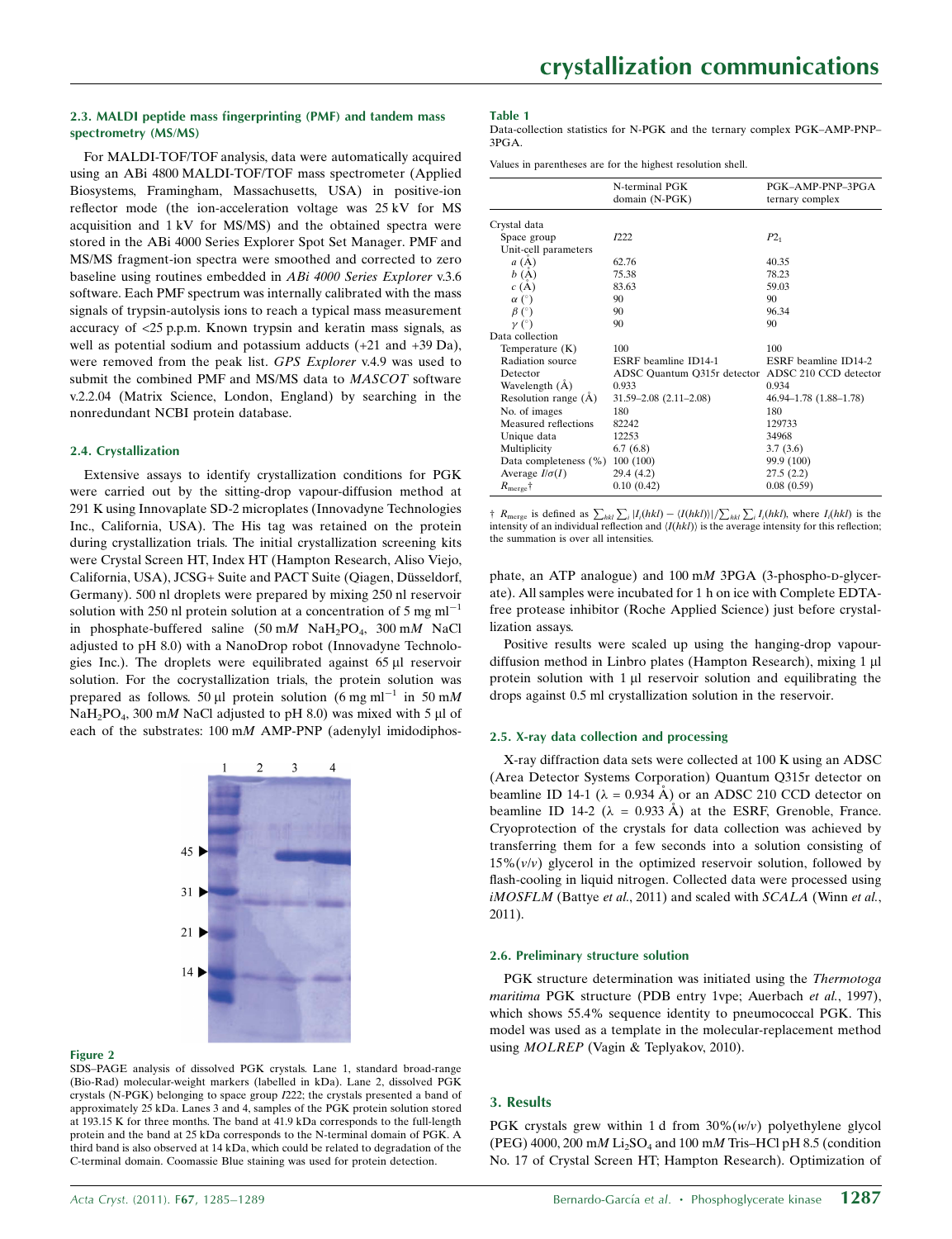### 2.3. MALDI peptide mass fingerprinting (PMF) and tandem mass spectrometry (MS/MS)

For MALDI-TOF/TOF analysis, data were automatically acquired using an ABi 4800 MALDI-TOF/TOF mass spectrometer (Applied Biosystems, Framingham, Massachusetts, USA) in positive-ion reflector mode (the ion-acceleration voltage was 25 kV for MS acquisition and 1 kV for MS/MS) and the obtained spectra were stored in the ABi 4000 Series Explorer Spot Set Manager. PMF and MS/MS fragment-ion spectra were smoothed and corrected to zero baseline using routines embedded in *ABi 4000 Series Explorer* v.3.6 software. Each PMF spectrum was internally calibrated with the mass signals of trypsin-autolysis ions to reach a typical mass measurement accuracy of <25 p.p.m. Known trypsin and keratin mass signals, as well as potential sodium and potassium adducts (+21 and +39 Da), were removed from the peak list. *GPS Explorer* v.4.9 was used to submit the combined PMF and MS/MS data to *MASCOT* software v.2.2.04 (Matrix Science, London, England) by searching in the nonredundant NCBI protein database.

### 2.4. Crystallization

Extensive assays to identify crystallization conditions for PGK were carried out by the sitting-drop vapour-diffusion method at 291 K using Innovaplate SD-2 microplates (Innovadyne Technologies Inc., California, USA). The His tag was retained on the protein during crystallization trials. The initial crystallization screening kits were Crystal Screen HT, Index HT (Hampton Research, Aliso Viejo, California, USA), JCSG+ Suite and PACT Suite (Qiagen, Düsseldorf, Germany). 500 nl droplets were prepared by mixing 250 nl reservoir solution with 250 nl protein solution at a concentration of 5 mg ml$^{-1}$ in phosphate-buffered saline (50 m$M$ $NaH_2PO_4$, 300 m$M$ NaCl adjusted to pH 8.0) with a NanoDrop robot (Innovadyne Technologies Inc.). The droplets were equilibrated against 65 µl reservoir solution. For the cocrystallization trials, the protein solution was prepared as follows. 50 µl protein solution (6 mg ml$^{-1}$ in 50 m$M$ $NaH_2PO_4$, 300 m$M$ NaCl adjusted to pH 8.0) was mixed with 5 µl of each of the substrates: 100 m$M$ AMP-PNP (adenylyl imidodiphosphate, an ATP analogue) and 100 m$M$ 3PGA (3-phospho-D-glycerate). All samples were incubated for 1 h on ice with Complete EDTA-free protease inhibitor (Roche Applied Science) just before crystallization assays.

Positive results were scaled up using the hanging-drop vapour-diffusion method in Linbro plates (Hampton Research), mixing 1 µl protein solution with 1 µl reservoir solution and equilibrating the drops against 0.5 ml crystallization solution in the reservoir.

**Figure 2**
SDS–PAGE analysis of dissolved PGK crystals. Lane 1, standard broad-range (Bio-Rad) molecular-weight markers (labelled in kDa). Lane 2, dissolved PGK crystals (N-PGK) belonging to space group *I*222; the crystals presented a band of approximately 25 kDa. Lanes 3 and 4, samples of the PGK protein solution stored at 193.15 K for three months. The band at 41.9 kDa corresponds to the full-length protein and the band at 25 kDa corresponds to the N-terminal domain of PGK. A third band is also observed at 14 kDa, which could be related to degradation of the C-terminal domain. Coomassie Blue staining was used for protein detection.

**Table 1**
Data-collection statistics for N-PGK and the ternary complex PGK–AMP-PNP–3PGA.

Values in parentheses are for the highest resolution shell.

| | N-terminal PGK domain (N-PGK) | PGK–AMP-PNP–3PGA ternary complex |
|---|---|---|
| Crystal data | | |
| Space group | *I*222 | $P2_1$ |
| Unit-cell parameters | | |
| $a$ (Å) | 62.76 | 40.35 |
| $b$ (Å) | 75.38 | 78.23 |
| $c$ (Å) | 83.63 | 59.03 |
| $\alpha$ (°) | 90 | 90 |
| $\beta$ (°) | 90 | 96.34 |
| $\gamma$ (°) | 90 | 90 |
| Data collection | | |
| Temperature (K) | 100 | 100 |
| Radiation source | ESRF beamline ID14-1 | ESRF beamline ID14-2 |
| Detector | ADSC Quantum Q315r detector | ADSC 210 CCD detector |
| Wavelength (Å) | 0.933 | 0.934 |
| Resolution range (Å) | 31.59–2.08 (2.11–2.08) | 46.94–1.78 (1.88–1.78) |
| No. of images | 180 | 180 |
| Measured reflections | 82242 | 129733 |
| Unique data | 12253 | 34968 |
| Multiplicity | 6.7 (6.8) | 3.7 (3.6) |
| Data completeness (%) | 100 (100) | 99.9 (100) |
| Average $I/\sigma(I)$ | 29.4 (4.2) | 27.5 (2.2) |
| $R_{merge}$† | 0.10 (0.42) | 0.08 (0.59) |

† $R_{merge}$ is defined as $\sum_{hkl}\sum_i |I_i(hkl) - \langle I(hkl)\rangle| / \sum_{hkl}\sum_i I_i(hkl)$, where $I_i(hkl)$ is the intensity of an individual reflection and $\langle I(hkl)\rangle$ is the average intensity for this reflection; the summation is over all intensities.

### 2.5. X-ray data collection and processing

X-ray diffraction data sets were collected at 100 K using an ADSC (Area Detector Systems Corporation) Quantum Q315r detector on beamline ID 14-1 ($\lambda$ = 0.934 Å) or an ADSC 210 CCD detector on beamline ID 14-2 ($\lambda$ = 0.933 Å) at the ESRF, Grenoble, France. Cryoprotection of the crystals for data collection was achieved by transferring them for a few seconds into a solution consisting of 15%(*v*/*v*) glycerol in the optimized reservoir solution, followed by flash-cooling in liquid nitrogen. Collected data were processed using *iMOSFLM* (Battye *et al.*, 2011) and scaled with *SCALA* (Winn *et al.*, 2011).

### 2.6. Preliminary structure solution

PGK structure determination was initiated using the *Thermotoga maritima* PGK structure (PDB entry 1vpe; Auerbach *et al.*, 1997), which shows 55.4% sequence identity to pneumococcal PGK. This model was used as a template in the molecular-replacement method using *MOLREP* (Vagin & Teplyakov, 2010).

## 3. Results

PGK crystals grew within 1 d from 30%(*w*/*v*) polyethylene glycol (PEG) 4000, 200 m$M$ $Li_2SO_4$ and 100 m$M$ Tris–HCl pH 8.5 (condition No. 17 of Crystal Screen HT; Hampton Research). Optimization of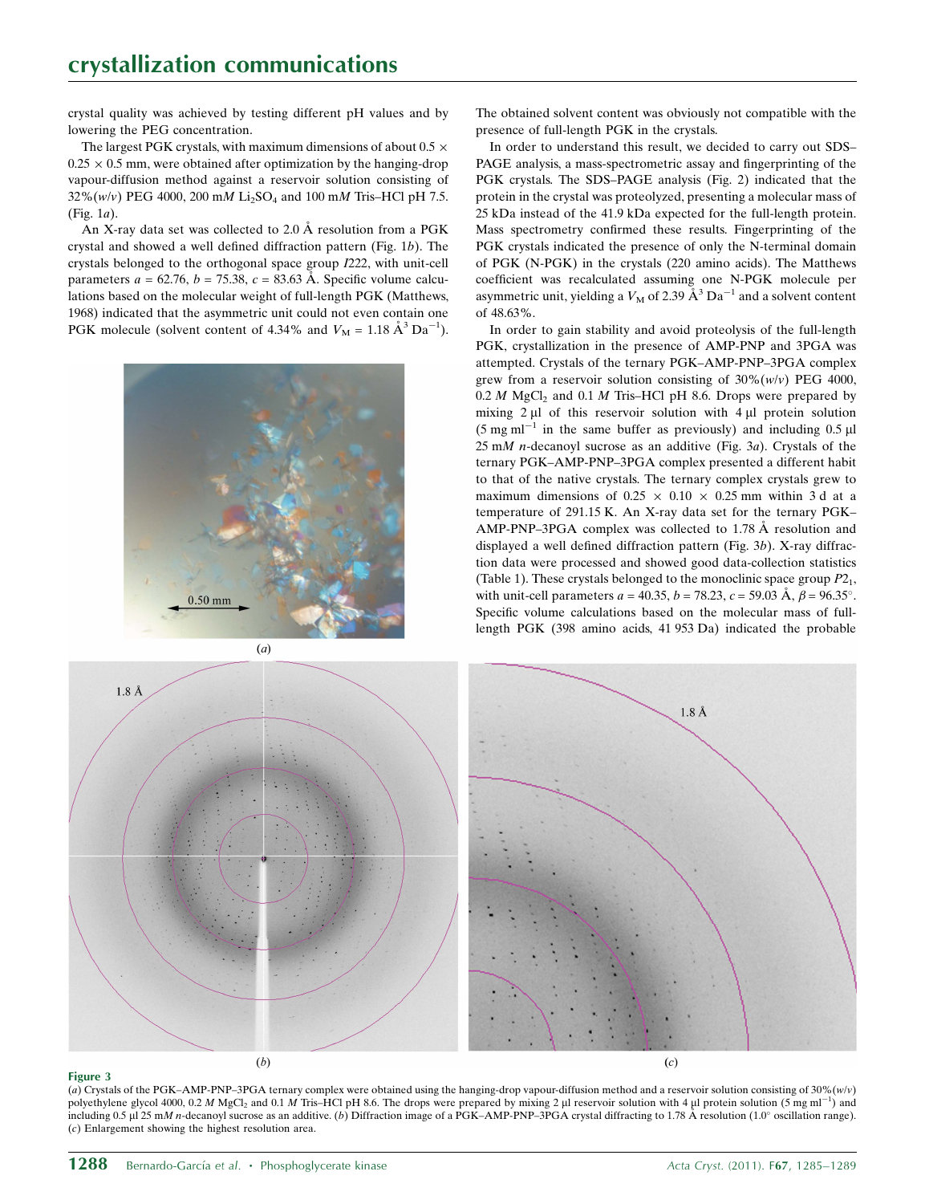crystal quality was achieved by testing different pH values and by lowering the PEG concentration.

The largest PGK crystals, with maximum dimensions of about 0.5 × 0.25 × 0.5 mm, were obtained after optimization by the hanging-drop vapour-diffusion method against a reservoir solution consisting of 32%(*w*/*v*) PEG 4000, 200 m*M* $Li_2SO_4$ and 100 m*M* Tris–HCl pH 7.5. (Fig. 1*a*).

An X-ray data set was collected to 2.0 Å resolution from a PGK crystal and showed a well defined diffraction pattern (Fig. 1*b*). The crystals belonged to the orthogonal space group *I*222, with unit-cell parameters *a* = 62.76, *b* = 75.38, *c* = 83.63 Å. Specific volume calculations based on the molecular weight of full-length PGK (Matthews, 1968) indicated that the asymmetric unit could not even contain one PGK molecule (solvent content of 4.34% and $V_M$ = 1.18 $Å^3$ $Da^{-1}$). The obtained solvent content was obviously not compatible with the presence of full-length PGK in the crystals.

In order to understand this result, we decided to carry out SDS–PAGE analysis, a mass-spectrometric assay and fingerprinting of the PGK crystals. The SDS–PAGE analysis (Fig. 2) indicated that the protein in the crystal was proteolyzed, presenting a molecular mass of 25 kDa instead of the 41.9 kDa expected for the full-length protein. Mass spectrometry confirmed these results. Fingerprinting of the PGK crystals indicated the presence of only the N-terminal domain of PGK (N-PGK) in the crystals (220 amino acids). The Matthews coefficient was recalculated assuming one N-PGK molecule per asymmetric unit, yielding a $V_M$ of 2.39 $Å^3$ $Da^{-1}$ and a solvent content of 48.63%.

In order to gain stability and avoid proteolysis of the full-length PGK, crystallization in the presence of AMP-PNP and 3PGA was attempted. Crystals of the ternary PGK–AMP-PNP–3PGA complex grew from a reservoir solution consisting of 30%(*w*/*v*) PEG 4000, 0.2 *M* $MgCl_2$ and 0.1 *M* Tris–HCl pH 8.6. Drops were prepared by mixing 2 µl of this reservoir solution with 4 µl protein solution (5 mg $ml^{-1}$ in the same buffer as previously) and including 0.5 µl 25 m*M* *n*-decanoyl sucrose as an additive (Fig. 3*a*). Crystals of the ternary PGK–AMP-PNP–3PGA complex presented a different habit to that of the native crystals. The ternary complex crystals grew to maximum dimensions of 0.25 × 0.10 × 0.25 mm within 3 d at a temperature of 291.15 K. An X-ray data set for the ternary PGK–AMP-PNP–3PGA complex was collected to 1.78 Å resolution and displayed a well defined diffraction pattern (Fig. 3*b*). X-ray diffraction data were processed and showed good data-collection statistics (Table 1). These crystals belonged to the monoclinic space group $P2_1$, with unit-cell parameters *a* = 40.35, *b* = 78.23, *c* = 59.03 Å, β = 96.35°. Specific volume calculations based on the molecular mass of full-length PGK (398 amino acids, 41 953 Da) indicated the probable

**Figure 3**
(*a*) Crystals of the PGK–AMP-PNP–3PGA ternary complex were obtained using the hanging-drop vapour-diffusion method and a reservoir solution consisting of 30%(*w*/*v*) polyethylene glycol 4000, 0.2 *M* $MgCl_2$ and 0.1 *M* Tris–HCl pH 8.6. The drops were prepared by mixing 2 µl reservoir solution with 4 µl protein solution (5 mg $ml^{-1}$) and including 0.5 µl 25 m*M* *n*-decanoyl sucrose as an additive. (*b*) Diffraction image of a PGK–AMP-PNP–3PGA crystal diffracting to 1.78 Å resolution (1.0° oscillation range). (*c*) Enlargement showing the highest resolution area.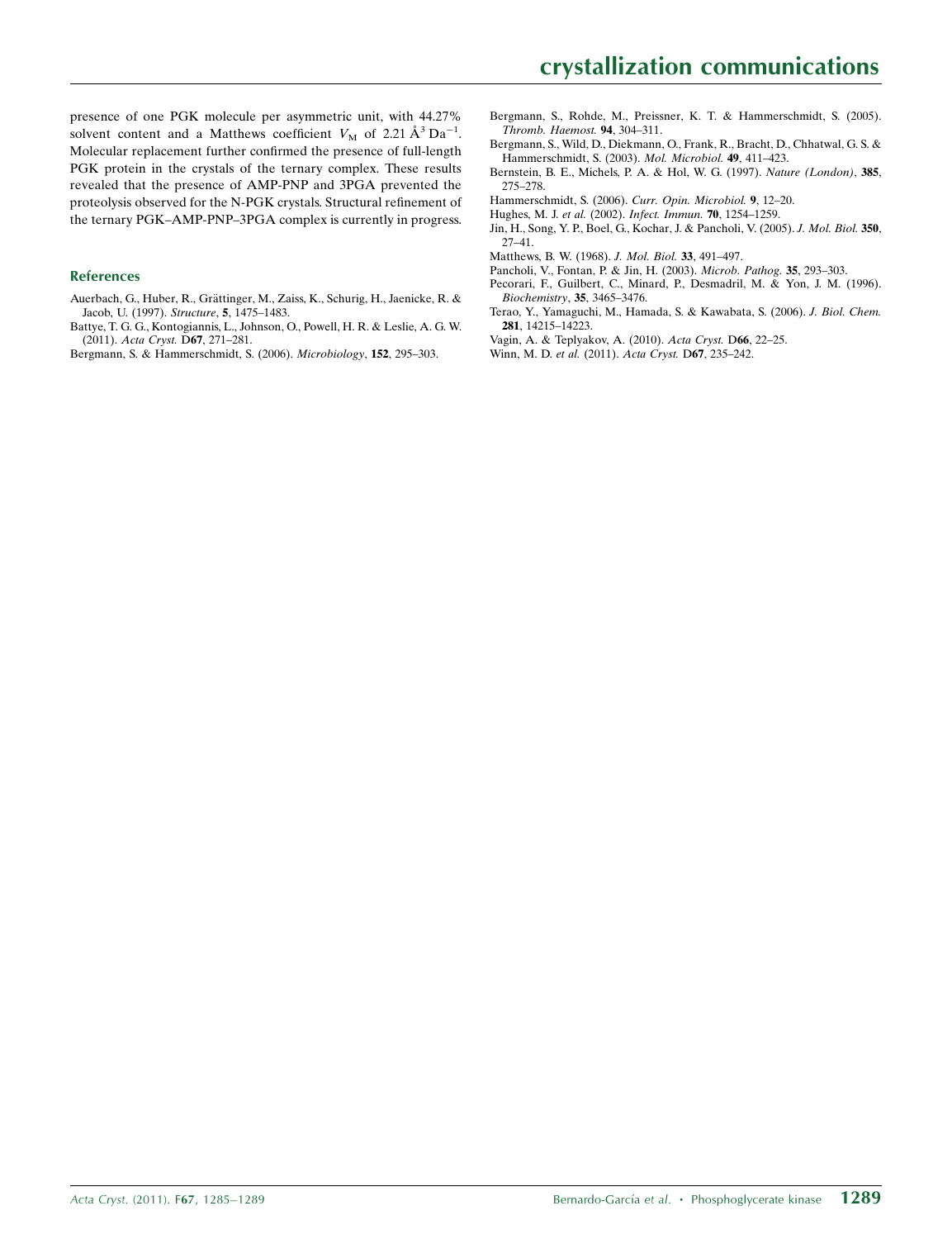presence of one PGK molecule per asymmetric unit, with 44.27% solvent content and a Matthews coefficient $V_M$ of 2.21 $Å^3\,Da^{-1}$. Molecular replacement further confirmed the presence of full-length PGK protein in the crystals of the ternary complex. These results revealed that the presence of AMP-PNP and 3PGA prevented the proteolysis observed for the N-PGK crystals. Structural refinement of the ternary PGK–AMP-PNP–3PGA complex is currently in progress.

## References

Auerbach, G., Huber, R., Grättinger, M., Zaiss, K., Schurig, H., Jaenicke, R. & Jacob, U. (1997). *Structure*, **5**, 1475–1483.

Battye, T. G. G., Kontogiannis, L., Johnson, O., Powell, H. R. & Leslie, A. G. W. (2011). *Acta Cryst.* D**67**, 271–281.

Bergmann, S. & Hammerschmidt, S. (2006). *Microbiology*, **152**, 295–303.

Bergmann, S., Rohde, M., Preissner, K. T. & Hammerschmidt, S. (2005). *Thromb. Haemost.* **94**, 304–311.

Bergmann, S., Wild, D., Diekmann, O., Frank, R., Bracht, D., Chhatwal, G. S. & Hammerschmidt, S. (2003). *Mol. Microbiol.* **49**, 411–423.

Bernstein, B. E., Michels, P. A. & Hol, W. G. (1997). *Nature (London)*, **385**, 275–278.

Hammerschmidt, S. (2006). *Curr. Opin. Microbiol.* **9**, 12–20.

Hughes, M. J. *et al.* (2002). *Infect. Immun.* **70**, 1254–1259.

Jin, H., Song, Y. P., Boel, G., Kochar, J. & Pancholi, V. (2005). *J. Mol. Biol.* **350**, 27–41.

Matthews, B. W. (1968). *J. Mol. Biol.* **33**, 491–497.

Pancholi, V., Fontan, P. & Jin, H. (2003). *Microb. Pathog.* **35**, 293–303.

Pecorari, F., Guilbert, C., Minard, P., Desmadril, M. & Yon, J. M. (1996). *Biochemistry*, **35**, 3465–3476.

Terao, Y., Yamaguchi, M., Hamada, S. & Kawabata, S. (2006). *J. Biol. Chem.* **281**, 14215–14223.

Vagin, A. & Teplyakov, A. (2010). *Acta Cryst.* D**66**, 22–25.

Winn, M. D. *et al.* (2011). *Acta Cryst.* D**67**, 235–242.